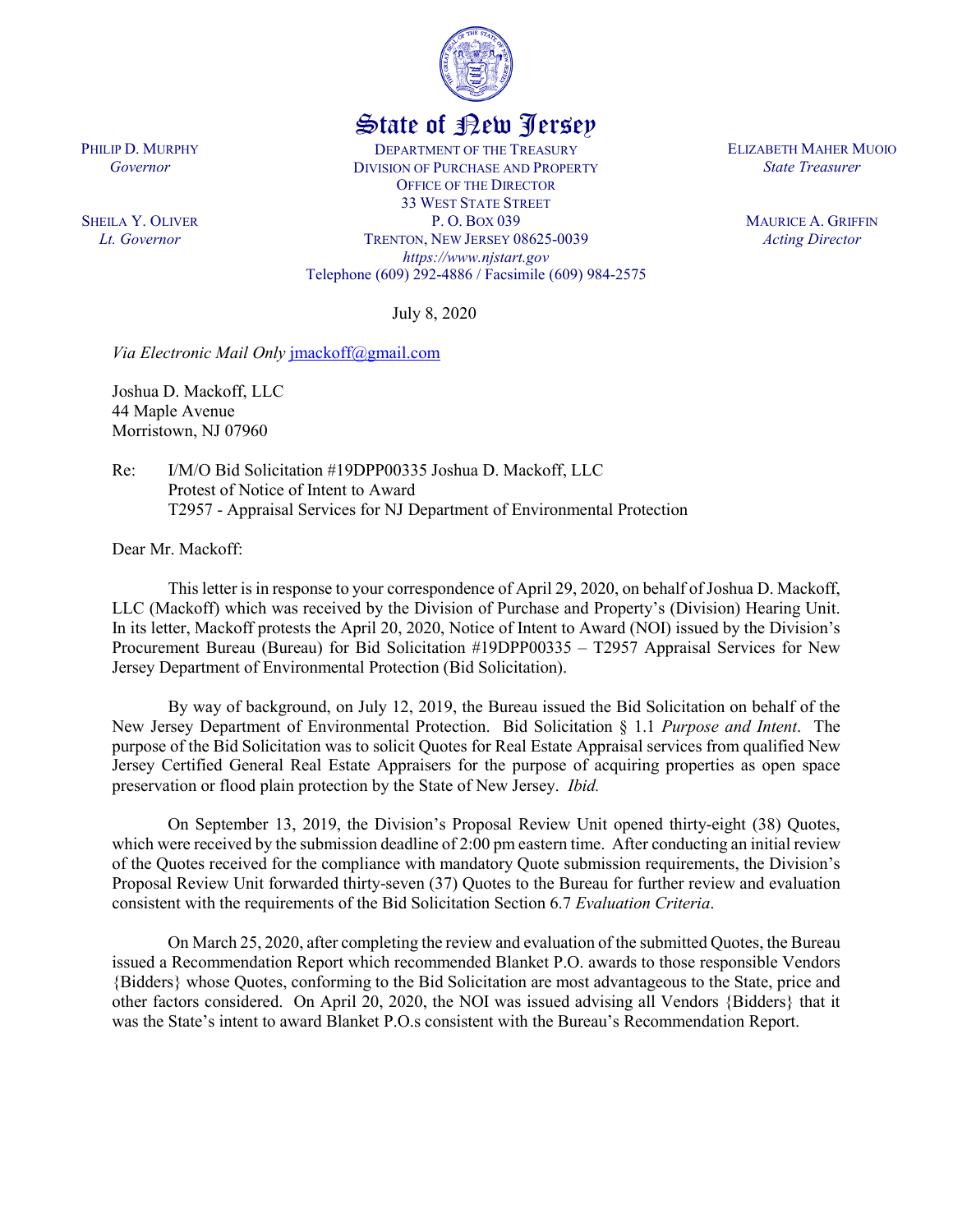# State of New Jersey

PHILIP D. MURPHY
*Governor*

SHEILA Y. OLIVER
*Lt. Governor*

DEPARTMENT OF THE TREASURY
DIVISION OF PURCHASE AND PROPERTY
OFFICE OF THE DIRECTOR
33 WEST STATE STREET
P. O. BOX 039
TRENTON, NEW JERSEY 08625-0039
*https://www.njstart.gov*
Telephone (609) 292-4886 / Facsimile (609) 984-2575

ELIZABETH MAHER MUOIO
*State Treasurer*

MAURICE A. GRIFFIN
*Acting Director*

July 8, 2020

*Via Electronic Mail Only* jmackoff@gmail.com

Joshua D. Mackoff, LLC
44 Maple Avenue
Morristown, NJ 07960

Re: I/M/O Bid Solicitation #19DPP00335 Joshua D. Mackoff, LLC
Protest of Notice of Intent to Award
T2957 - Appraisal Services for NJ Department of Environmental Protection

Dear Mr. Mackoff:

This letter is in response to your correspondence of April 29, 2020, on behalf of Joshua D. Mackoff, LLC (Mackoff) which was received by the Division of Purchase and Property's (Division) Hearing Unit. In its letter, Mackoff protests the April 20, 2020, Notice of Intent to Award (NOI) issued by the Division's Procurement Bureau (Bureau) for Bid Solicitation #19DPP00335 – T2957 Appraisal Services for New Jersey Department of Environmental Protection (Bid Solicitation).

By way of background, on July 12, 2019, the Bureau issued the Bid Solicitation on behalf of the New Jersey Department of Environmental Protection. Bid Solicitation § 1.1 *Purpose and Intent*. The purpose of the Bid Solicitation was to solicit Quotes for Real Estate Appraisal services from qualified New Jersey Certified General Real Estate Appraisers for the purpose of acquiring properties as open space preservation or flood plain protection by the State of New Jersey. *Ibid.*

On September 13, 2019, the Division's Proposal Review Unit opened thirty-eight (38) Quotes, which were received by the submission deadline of 2:00 pm eastern time. After conducting an initial review of the Quotes received for the compliance with mandatory Quote submission requirements, the Division's Proposal Review Unit forwarded thirty-seven (37) Quotes to the Bureau for further review and evaluation consistent with the requirements of the Bid Solicitation Section 6.7 *Evaluation Criteria*.

On March 25, 2020, after completing the review and evaluation of the submitted Quotes, the Bureau issued a Recommendation Report which recommended Blanket P.O. awards to those responsible Vendors {Bidders} whose Quotes, conforming to the Bid Solicitation are most advantageous to the State, price and other factors considered. On April 20, 2020, the NOI was issued advising all Vendors {Bidders} that it was the State's intent to award Blanket P.O.s consistent with the Bureau's Recommendation Report.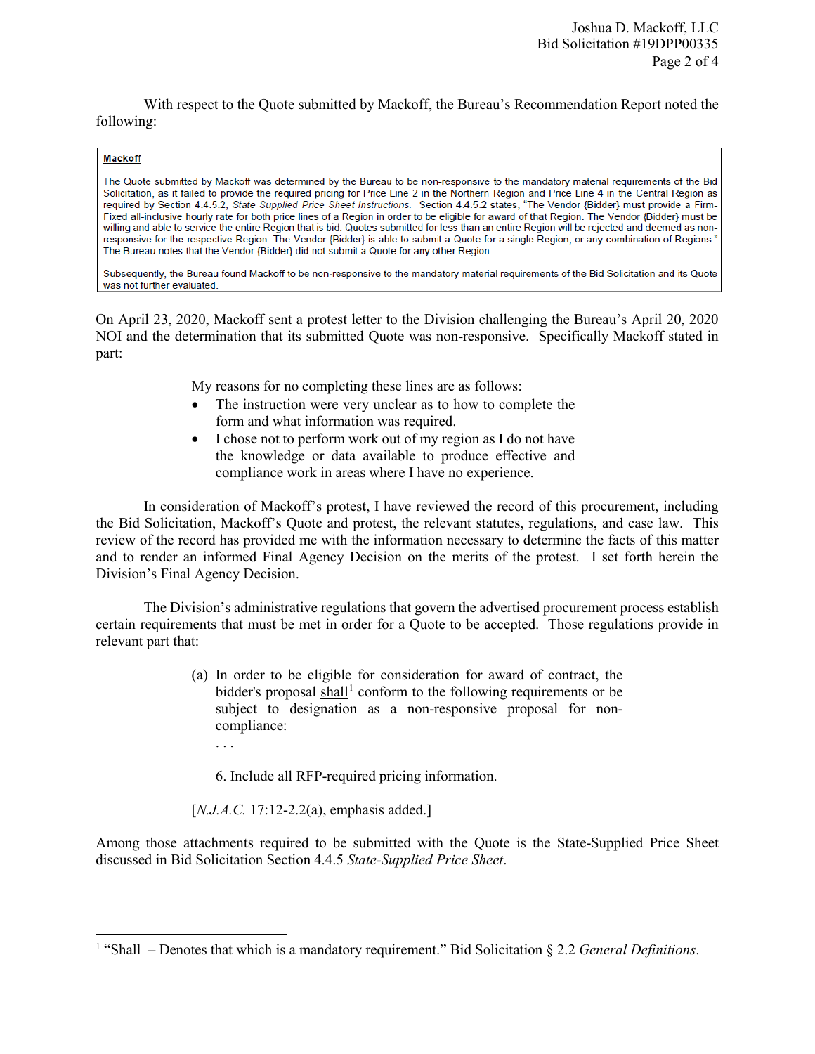With respect to the Quote submitted by Mackoff, the Bureau's Recommendation Report noted the following:

> **Mackoff**
>
> The Quote submitted by Mackoff was determined by the Bureau to be non-responsive to the mandatory material requirements of the Bid Solicitation, as it failed to provide the required pricing for Price Line 2 in the Northern Region and Price Line 4 in the Central Region as required by Section 4.4.5.2, *State Supplied Price Sheet Instructions*. Section 4.4.5.2 states, "The Vendor {Bidder} must provide a Firm-Fixed all-inclusive hourly rate for both price lines of a Region in order to be eligible for award of that Region. The Vendor {Bidder} must be willing and able to service the entire Region that is bid. Quotes submitted for less than an entire Region will be rejected and deemed as non-responsive for the respective Region. The Vendor {Bidder} is able to submit a Quote for a single Region, or any combination of Regions." The Bureau notes that the Vendor {Bidder} did not submit a Quote for any other Region.
>
> Subsequently, the Bureau found Mackoff to be non-responsive to the mandatory material requirements of the Bid Solicitation and its Quote was not further evaluated.

On April 23, 2020, Mackoff sent a protest letter to the Division challenging the Bureau's April 20, 2020 NOI and the determination that its submitted Quote was non-responsive. Specifically Mackoff stated in part:

> My reasons for no completing these lines are as follows:
>
> - The instruction were very unclear as to how to complete the form and what information was required.
> - I chose not to perform work out of my region as I do not have the knowledge or data available to produce effective and compliance work in areas where I have no experience.

In consideration of Mackoff's protest, I have reviewed the record of this procurement, including the Bid Solicitation, Mackoff's Quote and protest, the relevant statutes, regulations, and case law. This review of the record has provided me with the information necessary to determine the facts of this matter and to render an informed Final Agency Decision on the merits of the protest. I set forth herein the Division's Final Agency Decision.

The Division's administrative regulations that govern the advertised procurement process establish certain requirements that must be met in order for a Quote to be accepted. Those regulations provide in relevant part that:

> (a) In order to be eligible for consideration for award of contract, the bidder's proposal shall[1] conform to the following requirements or be subject to designation as a non-responsive proposal for non-compliance:
>
> . . .
>
> 6. Include all RFP-required pricing information.
>
> [*N.J.A.C.* 17:12-2.2(a), emphasis added.]

Among those attachments required to be submitted with the Quote is the State-Supplied Price Sheet discussed in Bid Solicitation Section 4.4.5 *State-Supplied Price Sheet*.

[1] "Shall – Denotes that which is a mandatory requirement." Bid Solicitation § 2.2 *General Definitions*.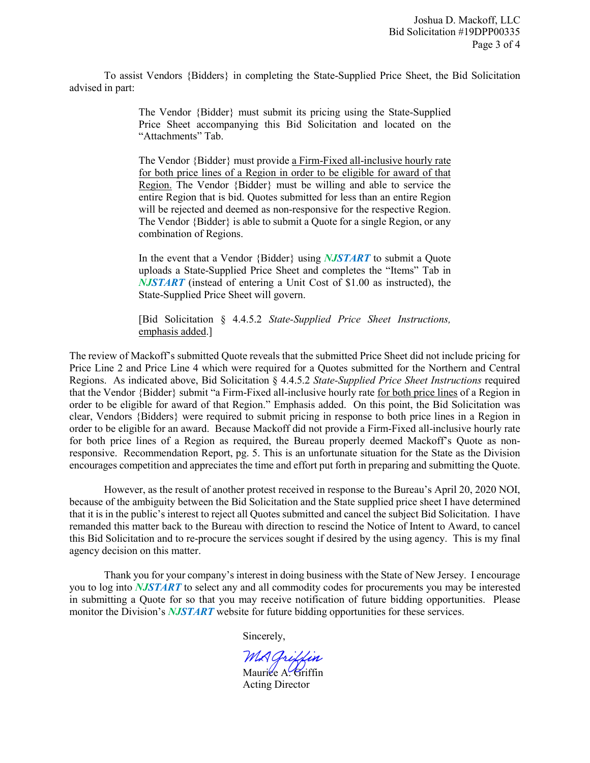To assist Vendors {Bidders} in completing the State-Supplied Price Sheet, the Bid Solicitation advised in part:

> The Vendor {Bidder} must submit its pricing using the State-Supplied Price Sheet accompanying this Bid Solicitation and located on the "Attachments" Tab.
>
> The Vendor {Bidder} must provide <u>a Firm-Fixed all-inclusive hourly rate for both price lines of a Region in order to be eligible for award of that Region.</u> The Vendor {Bidder} must be willing and able to service the entire Region that is bid. Quotes submitted for less than an entire Region will be rejected and deemed as non-responsive for the respective Region. The Vendor {Bidder} is able to submit a Quote for a single Region, or any combination of Regions.
>
> In the event that a Vendor {Bidder} using ***NJSTART*** to submit a Quote uploads a State-Supplied Price Sheet and completes the "Items" Tab in ***NJSTART*** (instead of entering a Unit Cost of $1.00 as instructed), the State-Supplied Price Sheet will govern.
>
> [Bid Solicitation § 4.4.5.2 *State-Supplied Price Sheet Instructions,* <u>emphasis added</u>.]

The review of Mackoff's submitted Quote reveals that the submitted Price Sheet did not include pricing for Price Line 2 and Price Line 4 which were required for a Quotes submitted for the Northern and Central Regions. As indicated above, Bid Solicitation § 4.4.5.2 *State-Supplied Price Sheet Instructions* required that the Vendor {Bidder} submit "a Firm-Fixed all-inclusive hourly rate <u>for both price lines</u> of a Region in order to be eligible for award of that Region." Emphasis added. On this point, the Bid Solicitation was clear, Vendors {Bidders} were required to submit pricing in response to both price lines in a Region in order to be eligible for an award. Because Mackoff did not provide a Firm-Fixed all-inclusive hourly rate for both price lines of a Region as required, the Bureau properly deemed Mackoff's Quote as non-responsive. Recommendation Report, pg. 5. This is an unfortunate situation for the State as the Division encourages competition and appreciates the time and effort put forth in preparing and submitting the Quote.

However, as the result of another protest received in response to the Bureau's April 20, 2020 NOI, because of the ambiguity between the Bid Solicitation and the State supplied price sheet I have determined that it is in the public's interest to reject all Quotes submitted and cancel the subject Bid Solicitation. I have remanded this matter back to the Bureau with direction to rescind the Notice of Intent to Award, to cancel this Bid Solicitation and to re-procure the services sought if desired by the using agency. This is my final agency decision on this matter.

Thank you for your company's interest in doing business with the State of New Jersey. I encourage you to log into ***NJSTART*** to select any and all commodity codes for procurements you may be interested in submitting a Quote for so that you may receive notification of future bidding opportunities. Please monitor the Division's ***NJSTART*** website for future bidding opportunities for these services.

Sincerely,

MA Griffin

Maurice A. Griffin
Acting Director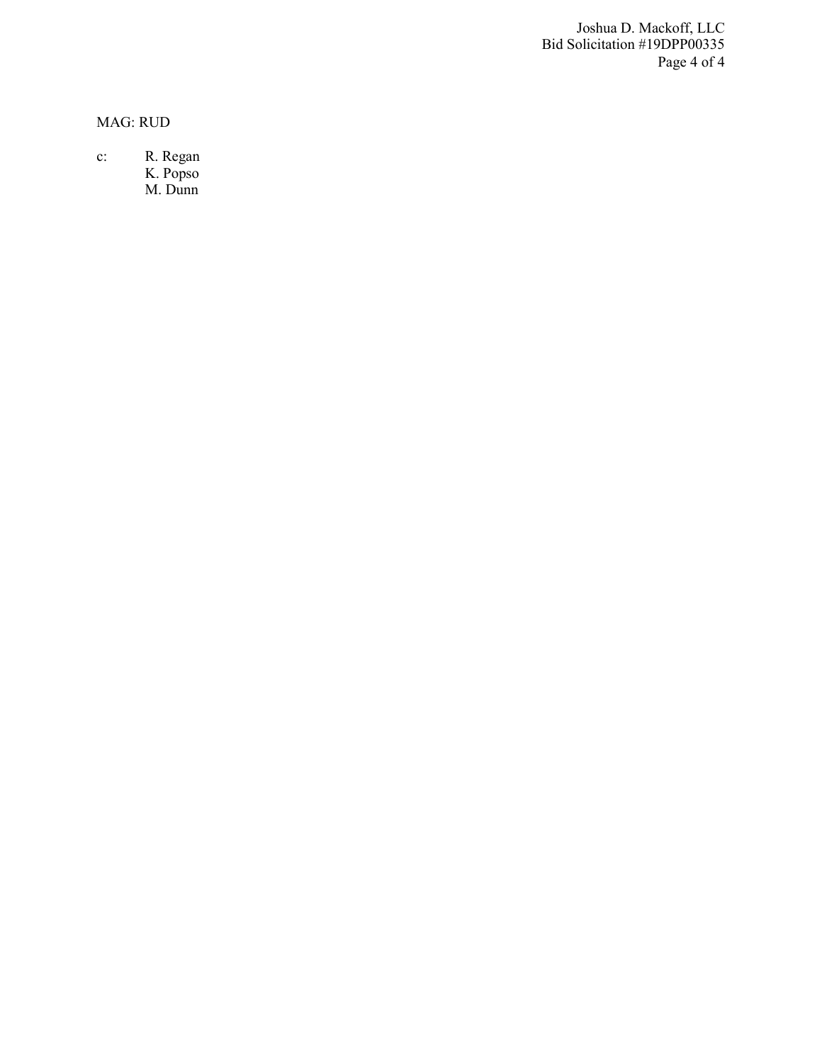MAG: RUD

c: R. Regan
K. Popso
M. Dunn